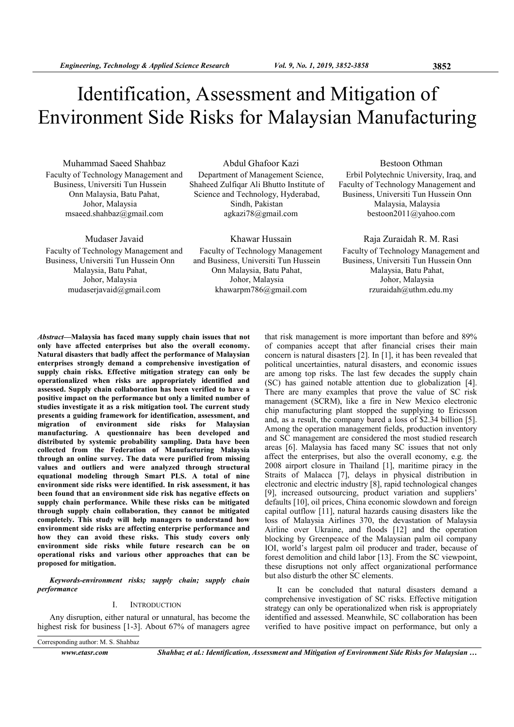# Identification, Assessment and Mitigation of Environment Side Risks for Malaysian Manufacturing

Muhammad Saeed Shahbaz
Faculty of Technology Management and Business, Universiti Tun Hussein Onn Malaysia, Batu Pahat, Johor, Malaysia
msaeed.shahbaz@gmail.com

Abdul Ghafoor Kazi
Department of Management Science, Shaheed Zulfiqar Ali Bhutto Institute of Science and Technology, Hyderabad, Sindh, Pakistan
agkazi78@gmail.com

Bestoon Othman
Erbil Polytechnic University, Iraq, and Faculty of Technology Management and Business, Universiti Tun Hussein Onn Malaysia, Malaysia
bestoon2011@yahoo.com

Mudaser Javaid
Faculty of Technology Management and Business, Universiti Tun Hussein Onn Malaysia, Batu Pahat, Johor, Malaysia
mudaserjavaid@gmail.com

Khawar Hussain
Faculty of Technology Management and Business, Universiti Tun Hussein Onn Malaysia, Batu Pahat, Johor, Malaysia
khawarpm786@gmail.com

Raja Zuraidah R. M. Rasi
Faculty of Technology Management and Business, Universiti Tun Hussein Onn Malaysia, Batu Pahat, Johor, Malaysia
rzuraidah@uthm.edu.my

***Abstract*—Malaysia has faced many supply chain issues that not only have affected enterprises but also the overall economy. Natural disasters that badly affect the performance of Malaysian enterprises strongly demand a comprehensive investigation of supply chain risks. Effective mitigation strategy can only be operationalized when risks are appropriately identified and assessed. Supply chain collaboration has been verified to have a positive impact on the performance but only a limited number of studies investigate it as a risk mitigation tool. The current study presents a guiding framework for identification, assessment, and migration of environment side risks for Malaysian manufacturing. A questionnaire has been developed and distributed by systemic probability sampling. Data have been collected from the Federation of Manufacturing Malaysia through an online survey. The data were purified from missing values and outliers and were analyzed through structural equational modeling through Smart PLS. A total of nine environment side risks were identified. In risk assessment, it has been found that an environment side risk has negative effects on supply chain performance. While these risks can be mitigated through supply chain collaboration, they cannot be mitigated completely. This study will help managers to understand how environment side risks are affecting enterprise performance and how they can avoid these risks. This study covers only environment side risks while future research can be on operational risks and various other approaches that can be proposed for mitigation.**

***Keywords-environment risks; supply chain; supply chain performance***

## I. Introduction

Any disruption, either natural or unnatural, has become the highest risk for business [1-3]. About 67% of managers agree that risk management is more important than before and 89% of companies accept that after financial crises their main concern is natural disasters [2]. In [1], it has been revealed that political uncertainties, natural disasters, and economic issues are among top risks. The last few decades the supply chain (SC) has gained notable attention due to globalization [4]. There are many examples that prove the value of SC risk management (SCRM), like a fire in New Mexico electronic chip manufacturing plant stopped the supplying to Ericsson and, as a result, the company bared a loss of $2.34 billion [5]. Among the operation management fields, production inventory and SC management are considered the most studied research areas [6]. Malaysia has faced many SC issues that not only affect the enterprises, but also the overall economy, e.g. the 2008 airport closure in Thailand [1], maritime piracy in the Straits of Malacca [7], delays in physical distribution in electronic and electric industry [8], rapid technological changes [9], increased outsourcing, product variation and suppliers' defaults [10], oil prices, China economic slowdown and foreign capital outflow [11], natural hazards causing disasters like the loss of Malaysia Airlines 370, the devastation of Malaysia Airline over Ukraine, and floods [12] and the operation blocking by Greenpeace of the Malaysian palm oil company IOI, world's largest palm oil producer and trader, because of forest demolition and child labor [13]. From the SC viewpoint, these disruptions not only affect organizational performance but also disturb the other SC elements.

It can be concluded that natural disasters demand a comprehensive investigation of SC risks. Effective mitigation strategy can only be operationalized when risk is appropriately identified and assessed. Meanwhile, SC collaboration has been verified to have positive impact on performance, but only a

Corresponding author: M. S. Shahbaz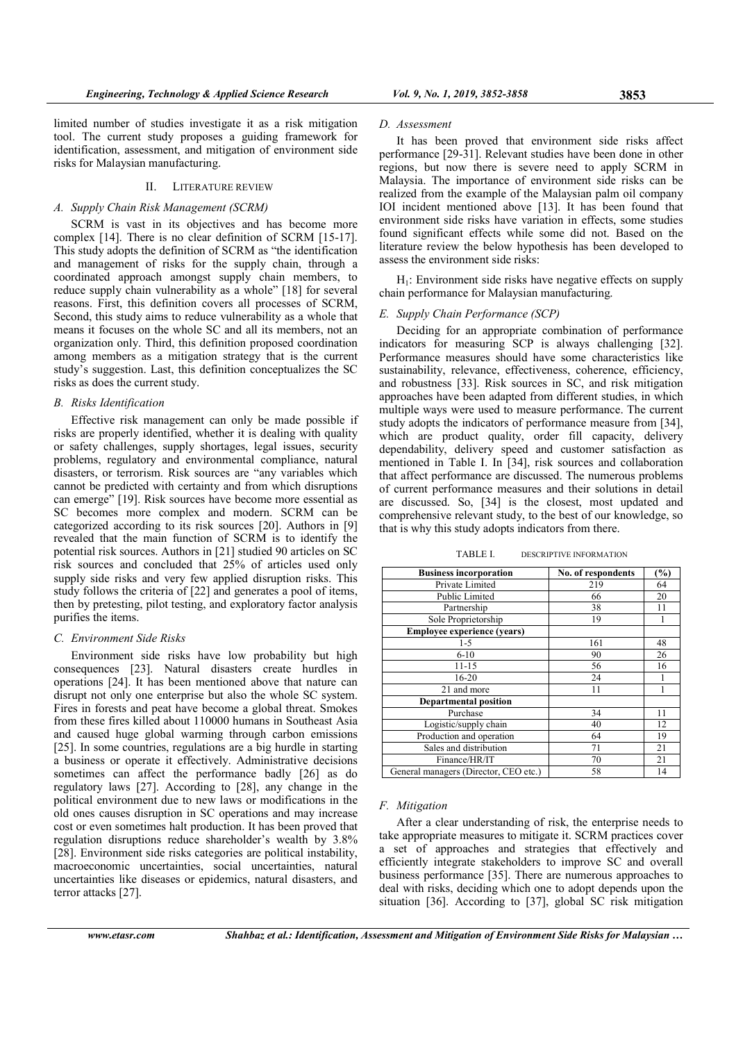limited number of studies investigate it as a risk mitigation tool. The current study proposes a guiding framework for identification, assessment, and mitigation of environment side risks for Malaysian manufacturing.

## II. LITERATURE REVIEW

### A. Supply Chain Risk Management (SCRM)

SCRM is vast in its objectives and has become more complex [14]. There is no clear definition of SCRM [15-17]. This study adopts the definition of SCRM as "the identification and management of risks for the supply chain, through a coordinated approach amongst supply chain members, to reduce supply chain vulnerability as a whole" [18] for several reasons. First, this definition covers all processes of SCRM, Second, this study aims to reduce vulnerability as a whole that means it focuses on the whole SC and all its members, not an organization only. Third, this definition proposed coordination among members as a mitigation strategy that is the current study's suggestion. Last, this definition conceptualizes the SC risks as does the current study.

### B. Risks Identification

Effective risk management can only be made possible if risks are properly identified, whether it is dealing with quality or safety challenges, supply shortages, legal issues, security problems, regulatory and environmental compliance, natural disasters, or terrorism. Risk sources are "any variables which cannot be predicted with certainty and from which disruptions can emerge" [19]. Risk sources have become more essential as SC becomes more complex and modern. SCRM can be categorized according to its risk sources [20]. Authors in [9] revealed that the main function of SCRM is to identify the potential risk sources. Authors in [21] studied 90 articles on SC risk sources and concluded that 25% of articles used only supply side risks and very few applied disruption risks. This study follows the criteria of [22] and generates a pool of items, then by pretesting, pilot testing, and exploratory factor analysis purifies the items.

### C. Environment Side Risks

Environment side risks have low probability but high consequences [23]. Natural disasters create hurdles in operations [24]. It has been mentioned above that nature can disrupt not only one enterprise but also the whole SC system. Fires in forests and peat have become a global threat. Smokes from these fires killed about 110000 humans in Southeast Asia and caused huge global warming through carbon emissions [25]. In some countries, regulations are a big hurdle in starting a business or operate it effectively. Administrative decisions sometimes can affect the performance badly [26] as do regulatory laws [27]. According to [28], any change in the political environment due to new laws or modifications in the old ones causes disruption in SC operations and may increase cost or even sometimes halt production. It has been proved that regulation disruptions reduce shareholder's wealth by 3.8% [28]. Environment side risks categories are political instability, macroeconomic uncertainties, social uncertainties, natural uncertainties like diseases or epidemics, natural disasters, and terror attacks [27].

### D. Assessment

It has been proved that environment side risks affect performance [29-31]. Relevant studies have been done in other regions, but now there is severe need to apply SCRM in Malaysia. The importance of environment side risks can be realized from the example of the Malaysian palm oil company IOI incident mentioned above [13]. It has been found that environment side risks have variation in effects, some studies found significant effects while some did not. Based on the literature review the below hypothesis has been developed to assess the environment side risks:

$H_1$: Environment side risks have negative effects on supply chain performance for Malaysian manufacturing.

### E. Supply Chain Performance (SCP)

Deciding for an appropriate combination of performance indicators for measuring SCP is always challenging [32]. Performance measures should have some characteristics like sustainability, relevance, effectiveness, coherence, efficiency, and robustness [33]. Risk sources in SC, and risk mitigation approaches have been adapted from different studies, in which multiple ways were used to measure performance. The current study adopts the indicators of performance measure from [34], which are product quality, order fill capacity, delivery dependability, delivery speed and customer satisfaction as mentioned in Table I. In [34], risk sources and collaboration that affect performance are discussed. The numerous problems of current performance measures and their solutions in detail are discussed. So, [34] is the closest, most updated and comprehensive relevant study, to the best of our knowledge, so that is why this study adopts indicators from there.

TABLE I. DESCRIPTIVE INFORMATION

| Business incorporation | No. of respondents | (%) |
|---|---|---|
| Private Limited | 219 | 64 |
| Public Limited | 66 | 20 |
| Partnership | 38 | 11 |
| Sole Proprietorship | 19 | 1 |
| **Employee experience (years)** | | |
| 1-5 | 161 | 48 |
| 6-10 | 90 | 26 |
| 11-15 | 56 | 16 |
| 16-20 | 24 | 1 |
| 21 and more | 11 | 1 |
| **Departmental position** | | |
| Purchase | 34 | 11 |
| Logistic/supply chain | 40 | 12 |
| Production and operation | 64 | 19 |
| Sales and distribution | 71 | 21 |
| Finance/HR/IT | 70 | 21 |
| General managers (Director, CEO etc.) | 58 | 14 |

### F. Mitigation

After a clear understanding of risk, the enterprise needs to take appropriate measures to mitigate it. SCRM practices cover a set of approaches and strategies that effectively and efficiently integrate stakeholders to improve SC and overall business performance [35]. There are numerous approaches to deal with risks, deciding which one to adopt depends upon the situation [36]. According to [37], global SC risk mitigation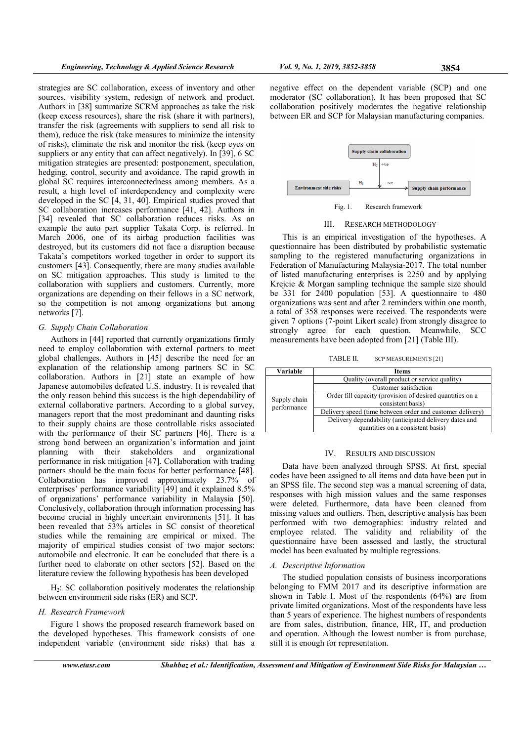strategies are SC collaboration, excess of inventory and other sources, visibility system, redesign of network and product. Authors in [38] summarize SCRM approaches as take the risk (keep excess resources), share the risk (share it with partners), transfer the risk (agreements with suppliers to send all risk to them), reduce the risk (take measures to minimize the intensity of risks), eliminate the risk and monitor the risk (keep eyes on suppliers or any entity that can affect negatively). In [39], 6 SC mitigation strategies are presented: postponement, speculation, hedging, control, security and avoidance. The rapid growth in global SC requires interconnectedness among members. As a result, a high level of interdependency and complexity were developed in the SC [4, 31, 40]. Empirical studies proved that SC collaboration increases performance [41, 42]. Authors in [34] revealed that SC collaboration reduces risks. As an example the auto part supplier Takata Corp. is referred. In March 2006, one of its airbag production facilities was destroyed, but its customers did not face a disruption because Takata's competitors worked together in order to support its customers [43]. Consequently, there are many studies available on SC mitigation approaches. This study is limited to the collaboration with suppliers and customers. Currently, more organizations are depending on their fellows in a SC network, so the competition is not among organizations but among networks [7].

### G. Supply Chain Collaboration

Authors in [44] reported that currently organizations firmly need to employ collaboration with external partners to meet global challenges. Authors in [45] describe the need for an explanation of the relationship among partners SC in SC collaboration. Authors in [21] state an example of how Japanese automobiles defeated U.S. industry. It is revealed that the only reason behind this success is the high dependability of external collaborative partners. According to a global survey, managers report that the most predominant and daunting risks to their supply chains are those controllable risks associated with the performance of their SC partners [46]. There is a strong bond between an organization's information and joint planning with their stakeholders and organizational performance in risk mitigation [47]. Collaboration with trading partners should be the main focus for better performance [48]. Collaboration has improved approximately 23.7% of enterprises' performance variability [49] and it explained 8.5% of organizations' performance variability in Malaysia [50]. Conclusively, collaboration through information processing has become crucial in highly uncertain environments [51]. It has been revealed that 53% articles in SC consist of theoretical studies while the remaining are empirical or mixed. The majority of empirical studies consist of two major sectors: automobile and electronic. It can be concluded that there is a further need to elaborate on other sectors [52]. Based on the literature review the following hypothesis has been developed

$H_2$: SC collaboration positively moderates the relationship between environment side risks (ER) and SCP.

### H. Research Framework

Figure 1 shows the proposed research framework based on the developed hypotheses. This framework consists of one independent variable (environment side risks) that has a negative effect on the dependent variable (SCP) and one moderator (SC collaboration). It has been proposed that SC collaboration positively moderates the negative relationship between ER and SCP for Malaysian manufacturing companies.

Fig. 1. Research framework

## III. RESEARCH METHODOLOGY

This is an empirical investigation of the hypotheses. A questionnaire has been distributed by probabilistic systematic sampling to the registered manufacturing organizations in Federation of Manufacturing Malaysia-2017. The total number of listed manufacturing enterprises is 2250 and by applying Krejcie & Morgan sampling technique the sample size should be 331 for 2400 population [53]. A questionnaire to 480 organizations was sent and after 2 reminders within one month, a total of 358 responses were received. The respondents were given 7 options (7-point Likert scale) from strongly disagree to strongly agree for each question. Meanwhile, SCC measurements have been adopted from [21] (Table III).

TABLE II. SCP MEASUREMENTS [21]

| Variable | Items |
|---|---|
| Supply chain performance | Quality (overall product or service quality) |
| | Customer satisfaction |
| | Order fill capacity (provision of desired quantities on a consistent basis) |
| | Delivery speed (time between order and customer delivery) |
| | Delivery dependability (anticipated delivery dates and quantities on a consistent basis) |

## IV. RESULTS AND DISCUSSION

Data have been analyzed through SPSS. At first, special codes have been assigned to all items and data have been put in an SPSS file. The second step was a manual screening of data, responses with high mission values and the same responses were deleted. Furthermore, data have been cleaned from missing values and outliers. Then, descriptive analysis has been performed with two demographics: industry related and employee related. The validity and reliability of the questionnaire have been assessed and lastly, the structural model has been evaluated by multiple regressions.

### A. Descriptive Information

The studied population consists of business incorporations belonging to FMM 2017 and its descriptive information are shown in Table I. Most of the respondents (64%) are from private limited organizations. Most of the respondents have less than 5 years of experience. The highest numbers of respondents are from sales, distribution, finance, HR, IT, and production and operation. Although the lowest number is from purchase, still it is enough for representation.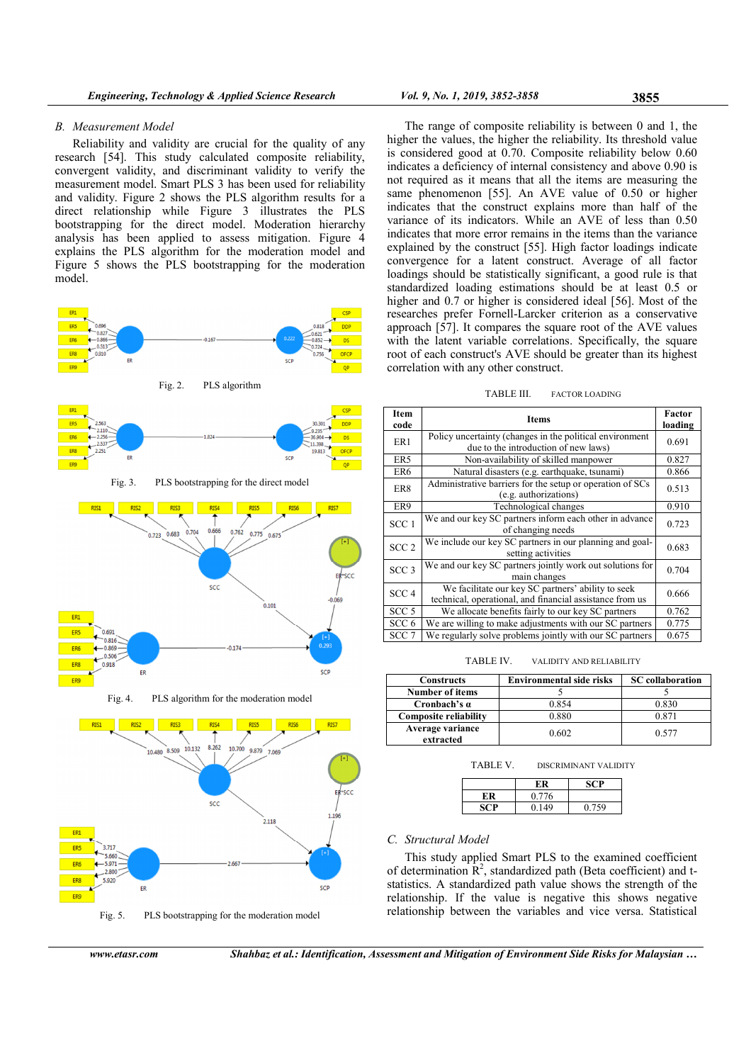### B. Measurement Model

Reliability and validity are crucial for the quality of any research [54]. This study calculated composite reliability, convergent validity, and discriminant validity to verify the measurement model. Smart PLS 3 has been used for reliability and validity. Figure 2 shows the PLS algorithm results for a direct relationship while Figure 3 illustrates the PLS bootstrapping for the direct model. Moderation hierarchy analysis has been applied to assess mitigation. Figure 4 explains the PLS algorithm for the moderation model and Figure 5 shows the PLS bootstrapping for the moderation model.

Fig. 2. PLS algorithm

Fig. 3. PLS bootstrapping for the direct model

Fig. 4. PLS algorithm for the moderation model

Fig. 5. PLS bootstrapping for the moderation model

The range of composite reliability is between 0 and 1, the higher the values, the higher the reliability. Its threshold value is considered good at 0.70. Composite reliability below 0.60 indicates a deficiency of internal consistency and above 0.90 is not required as it means that all the items are measuring the same phenomenon [55]. An AVE value of 0.50 or higher indicates that the construct explains more than half of the variance of its indicators. While an AVE of less than 0.50 indicates that more error remains in the items than the variance explained by the construct [55]. High factor loadings indicate convergence for a latent construct. Average of all factor loadings should be statistically significant, a good rule is that standardized loading estimations should be at least 0.5 or higher and 0.7 or higher is considered ideal [56]. Most of the researches prefer Fornell-Larcker criterion as a conservative approach [57]. It compares the square root of the AVE values with the latent variable correlations. Specifically, the square root of each construct's AVE should be greater than its highest correlation with any other construct.

TABLE III. FACTOR LOADING

| Item code | Items | Factor loading |
|---|---|---|
| ER1 | Policy uncertainty (changes in the political environment due to the introduction of new laws) | 0.691 |
| ER5 | Non-availability of skilled manpower | 0.827 |
| ER6 | Natural disasters (e.g. earthquake, tsunami) | 0.866 |
| ER8 | Administrative barriers for the setup or operation of SCs (e.g. authorizations) | 0.513 |
| ER9 | Technological changes | 0.910 |
| SCC 1 | We and our key SC partners inform each other in advance of changing needs | 0.723 |
| SCC 2 | We include our key SC partners in our planning and goal-setting activities | 0.683 |
| SCC 3 | We and our key SC partners jointly work out solutions for main changes | 0.704 |
| SCC 4 | We facilitate our key SC partners' ability to seek technical, operational, and financial assistance from us | 0.666 |
| SCC 5 | We allocate benefits fairly to our key SC partners | 0.762 |
| SCC 6 | We are willing to make adjustments with our SC partners | 0.775 |
| SCC 7 | We regularly solve problems jointly with our SC partners | 0.675 |

TABLE IV. VALIDITY AND RELIABILITY

| Constructs | Environmental side risks | SC collaboration |
|---|---|---|
| Number of items | 5 | 5 |
| Cronbach's α | 0.854 | 0.830 |
| Composite reliability | 0.880 | 0.871 |
| Average variance extracted | 0.602 | 0.577 |

TABLE V. DISCRIMINANT VALIDITY

| | ER | SCP |
|---|---|---|
| ER | 0.776 | |
| SCP | 0.149 | 0.759 |

### C. Structural Model

This study applied Smart PLS to the examined coefficient of determination $R^2$, standardized path (Beta coefficient) and t-statistics. A standardized path value shows the strength of the relationship. If the value is negative this shows negative relationship between the variables and vice versa. Statistical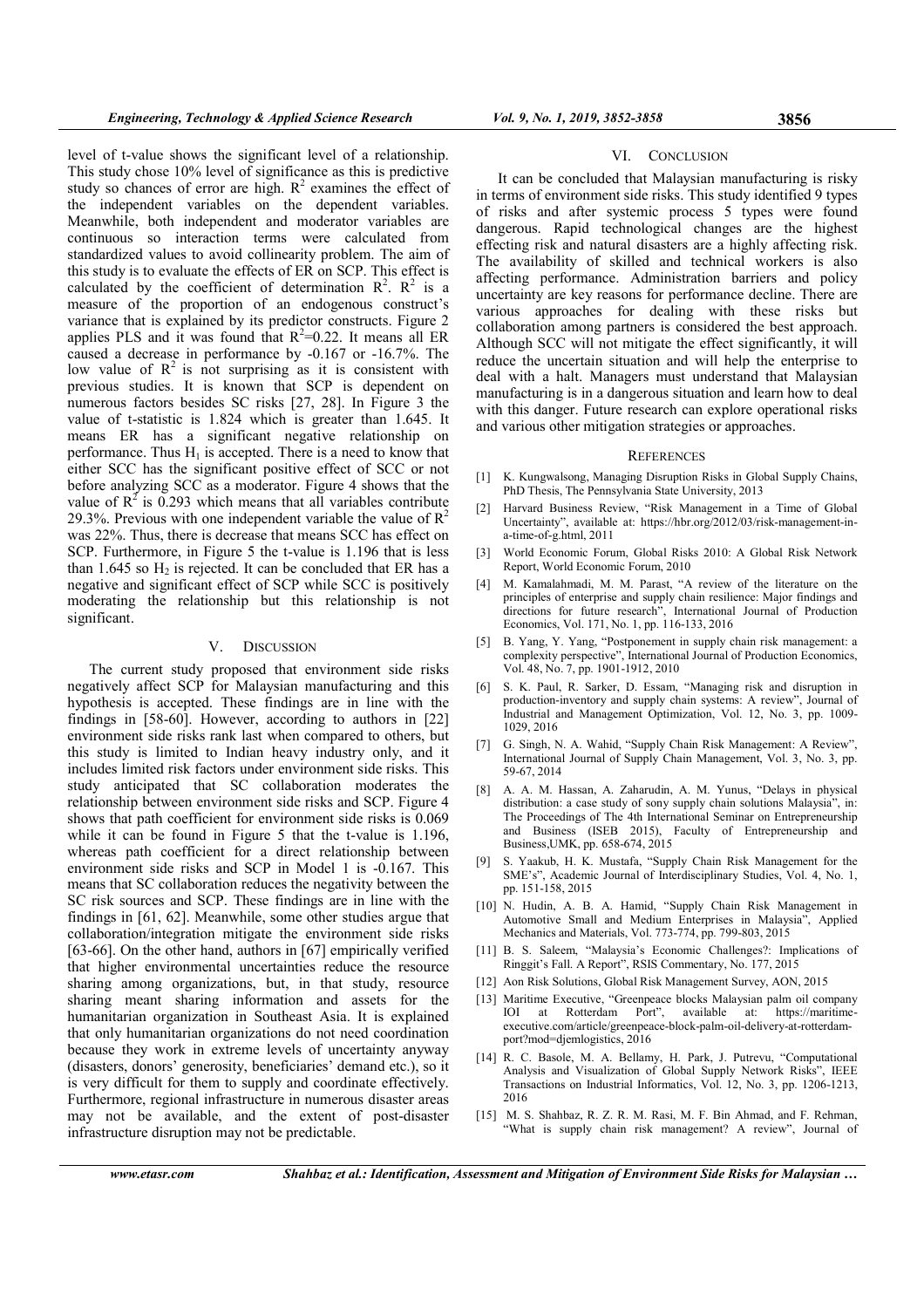level of t-value shows the significant level of a relationship. This study chose 10% level of significance as this is predictive study so chances of error are high. $R^2$ examines the effect of the independent variables on the dependent variables. Meanwhile, both independent and moderator variables are continuous so interaction terms were calculated from standardized values to avoid collinearity problem. The aim of this study is to evaluate the effects of ER on SCP. This effect is calculated by the coefficient of determination $R^2$. $R^2$ is a measure of the proportion of an endogenous construct's variance that is explained by its predictor constructs. Figure 2 applies PLS and it was found that $R^2$=0.22. It means all ER caused a decrease in performance by -0.167 or -16.7%. The low value of $R^2$ is not surprising as it is consistent with previous studies. It is known that SCP is dependent on numerous factors besides SC risks [27, 28]. In Figure 3 the value of t-statistic is 1.824 which is greater than 1.645. It means ER has a significant negative relationship on performance. Thus $H_1$ is accepted. There is a need to know that either SCC has the significant positive effect of SCC or not before analyzing SCC as a moderator. Figure 4 shows that the value of $R^2$ is 0.293 which means that all variables contribute 29.3%. Previous with one independent variable the value of $R^2$ was 22%. Thus, there is decrease that means SCC has effect on SCP. Furthermore, in Figure 5 the t-value is 1.196 that is less than 1.645 so $H_2$ is rejected. It can be concluded that ER has a negative and significant effect of SCP while SCC is positively moderating the relationship but this relationship is not significant.

## V. DISCUSSION

The current study proposed that environment side risks negatively affect SCP for Malaysian manufacturing and this hypothesis is accepted. These findings are in line with the findings in [58-60]. However, according to authors in [22] environment side risks rank last when compared to others, but this study is limited to Indian heavy industry only, and it includes limited risk factors under environment side risks. This study anticipated that SC collaboration moderates the relationship between environment side risks and SCP. Figure 4 shows that path coefficient for environment side risks is 0.069 while it can be found in Figure 5 that the t-value is 1.196, whereas path coefficient for a direct relationship between environment side risks and SCP in Model 1 is -0.167. This means that SC collaboration reduces the negativity between the SC risk sources and SCP. These findings are in line with the findings in [61, 62]. Meanwhile, some other studies argue that collaboration/integration mitigate the environment side risks [63-66]. On the other hand, authors in [67] empirically verified that higher environmental uncertainties reduce the resource sharing among organizations, but, in that study, resource sharing meant sharing information and assets for the humanitarian organization in Southeast Asia. It is explained that only humanitarian organizations do not need coordination because they work in extreme levels of uncertainty anyway (disasters, donors' generosity, beneficiaries' demand etc.), so it is very difficult for them to supply and coordinate effectively. Furthermore, regional infrastructure in numerous disaster areas may not be available, and the extent of post-disaster infrastructure disruption may not be predictable.

## VI. CONCLUSION

It can be concluded that Malaysian manufacturing is risky in terms of environment side risks. This study identified 9 types of risks and after systemic process 5 types were found dangerous. Rapid technological changes are the highest effecting risk and natural disasters are a highly affecting risk. The availability of skilled and technical workers is also affecting performance. Administration barriers and policy uncertainty are key reasons for performance decline. There are various approaches for dealing with these risks but collaboration among partners is considered the best approach. Although SCC will not mitigate the effect significantly, it will reduce the uncertain situation and will help the enterprise to deal with a halt. Managers must understand that Malaysian manufacturing is in a dangerous situation and learn how to deal with this danger. Future research can explore operational risks and various other mitigation strategies or approaches.

## REFERENCES

[1] K. Kungwalsong, Managing Disruption Risks in Global Supply Chains, PhD Thesis, The Pennsylvania State University, 2013

[2] Harvard Business Review, "Risk Management in a Time of Global Uncertainty", available at: https://hbr.org/2012/03/risk-management-in-a-time-of-g.html, 2011

[3] World Economic Forum, Global Risks 2010: A Global Risk Network Report, World Economic Forum, 2010

[4] M. Kamalahmadi, M. M. Parast, "A review of the literature on the principles of enterprise and supply chain resilience: Major findings and directions for future research", International Journal of Production Economics, Vol. 171, No. 1, pp. 116-133, 2016

[5] B. Yang, Y. Yang, "Postponement in supply chain risk management: a complexity perspective", International Journal of Production Economics, Vol. 48, No. 7, pp. 1901-1912, 2010

[6] S. K. Paul, R. Sarker, D. Essam, "Managing risk and disruption in production-inventory and supply chain systems: A review", Journal of Industrial and Management Optimization, Vol. 12, No. 3, pp. 1009-1029, 2016

[7] G. Singh, N. A. Wahid, "Supply Chain Risk Management: A Review", International Journal of Supply Chain Management, Vol. 3, No. 3, pp. 59-67, 2014

[8] A. A. M. Hassan, A. Zaharudin, A. M. Yunus, "Delays in physical distribution: a case study of sony supply chain solutions Malaysia", in: The Proceedings of The 4th International Seminar on Entrepreneurship and Business (ISEB 2015), Faculty of Entrepreneurship and Business,UMK, pp. 658-674, 2015

[9] S. Yaakub, H. K. Mustafa, "Supply Chain Risk Management for the SME's", Academic Journal of Interdisciplinary Studies, Vol. 4, No. 1, pp. 151-158, 2015

[10] N. Hudin, A. B. A. Hamid, "Supply Chain Risk Management in Automotive Small and Medium Enterprises in Malaysia", Applied Mechanics and Materials, Vol. 773-774, pp. 799-803, 2015

[11] B. S. Saleem, "Malaysia's Economic Challenges?: Implications of Ringgit's Fall. A Report", RSIS Commentary, No. 177, 2015

[12] Aon Risk Solutions, Global Risk Management Survey, AON, 2015

[13] Maritime Executive, "Greenpeace blocks Malaysian palm oil company IOI at Rotterdam Port", available at: https://maritime-executive.com/article/greenpeace-block-palm-oil-delivery-at-rotterdam-port?mod=djemlogistics, 2016

[14] R. C. Basole, M. A. Bellamy, H. Park, J. Putrevu, "Computational Analysis and Visualization of Global Supply Network Risks", IEEE Transactions on Industrial Informatics, Vol. 12, No. 3, pp. 1206-1213, 2016

[15] M. S. Shahbaz, R. Z. R. M. Rasi, M. F. Bin Ahmad, and F. Rehman, "What is supply chain risk management? A review", Journal of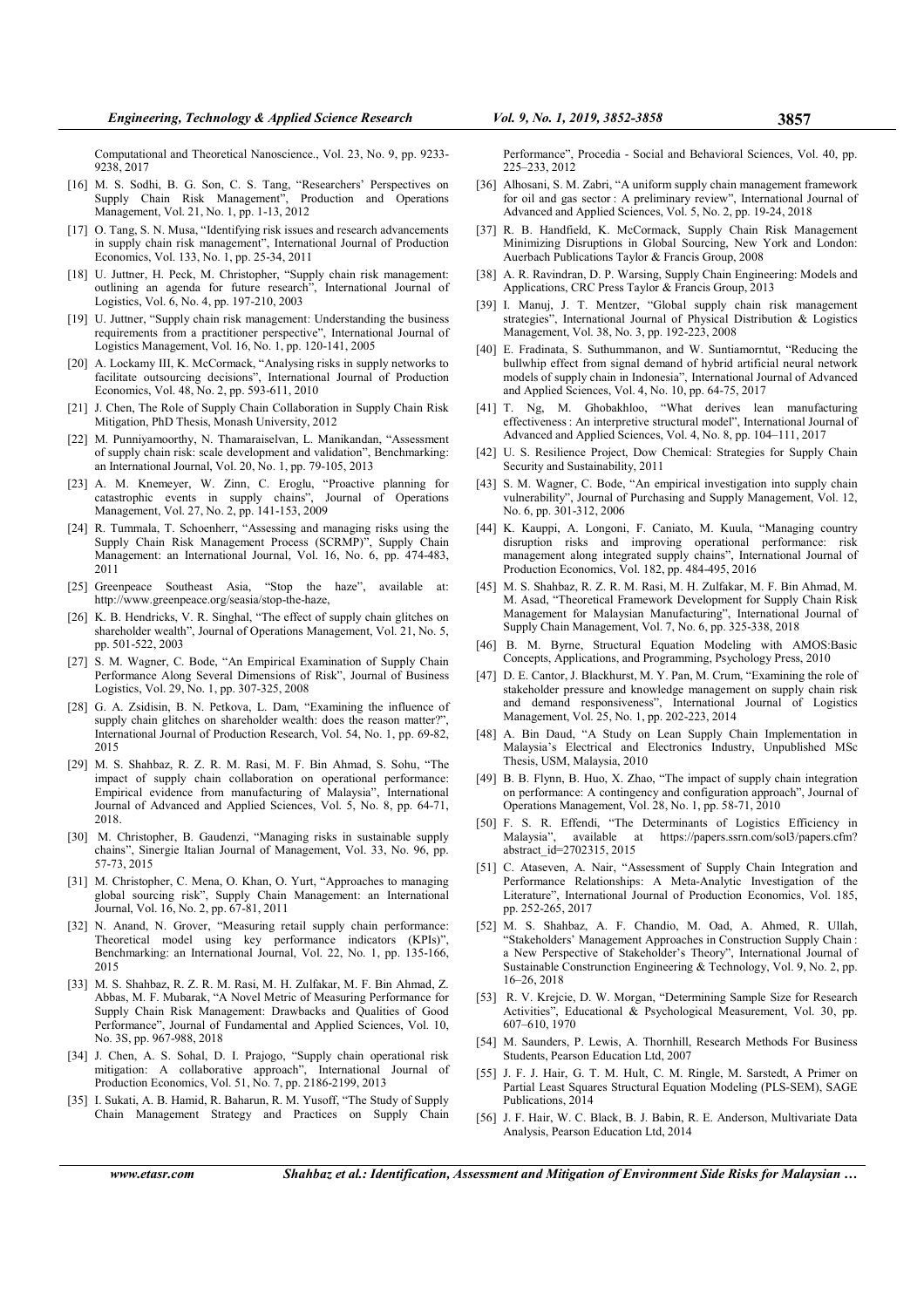Computational and Theoretical Nanoscience., Vol. 23, No. 9, pp. 9233-9238, 2017

[16] M. S. Sodhi, B. G. Son, C. S. Tang, "Researchers' Perspectives on Supply Chain Risk Management", Production and Operations Management, Vol. 21, No. 1, pp. 1-13, 2012

[17] O. Tang, S. N. Musa, "Identifying risk issues and research advancements in supply chain risk management", International Journal of Production Economics, Vol. 133, No. 1, pp. 25-34, 2011

[18] U. Juttner, H. Peck, M. Christopher, "Supply chain risk management: outlining an agenda for future research", International Journal of Logistics, Vol. 6, No. 4, pp. 197-210, 2003

[19] U. Juttner, "Supply chain risk management: Understanding the business requirements from a practitioner perspective", International Journal of Logistics Management, Vol. 16, No. 1, pp. 120-141, 2005

[20] A. Lockamy III, K. McCormack, "Analysing risks in supply networks to facilitate outsourcing decisions", International Journal of Production Economics, Vol. 48, No. 2, pp. 593-611, 2010

[21] J. Chen, The Role of Supply Chain Collaboration in Supply Chain Risk Mitigation, PhD Thesis, Monash University, 2012

[22] M. Punniyamoorthy, N. Thamaraiselvan, L. Manikandan, "Assessment of supply chain risk: scale development and validation", Benchmarking: an International Journal, Vol. 20, No. 1, pp. 79-105, 2013

[23] A. M. Knemeyer, W. Zinn, C. Eroglu, "Proactive planning for catastrophic events in supply chains", Journal of Operations Management, Vol. 27, No. 2, pp. 141-153, 2009

[24] R. Tummala, T. Schoenherr, "Assessing and managing risks using the Supply Chain Risk Management Process (SCRMP)", Supply Chain Management: an International Journal, Vol. 16, No. 6, pp. 474-483, 2011

[25] Greenpeace Southeast Asia, "Stop the haze", available at: http://www.greenpeace.org/seasia/stop-the-haze,

[26] K. B. Hendricks, V. R. Singhal, "The effect of supply chain glitches on shareholder wealth", Journal of Operations Management, Vol. 21, No. 5, pp. 501-522, 2003

[27] S. M. Wagner, C. Bode, "An Empirical Examination of Supply Chain Performance Along Several Dimensions of Risk", Journal of Business Logistics, Vol. 29, No. 1, pp. 307-325, 2008

[28] G. A. Zsidisin, B. N. Petkova, L. Dam, "Examining the influence of supply chain glitches on shareholder wealth: does the reason matter?", International Journal of Production Research, Vol. 54, No. 1, pp. 69-82, 2015

[29] M. S. Shahbaz, R. Z. R. M. Rasi, M. F. Bin Ahmad, S. Sohu, "The impact of supply chain collaboration on operational performance: Empirical evidence from manufacturing of Malaysia", International Journal of Advanced and Applied Sciences, Vol. 5, No. 8, pp. 64-71, 2018.

[30] M. Christopher, B. Gaudenzi, "Managing risks in sustainable supply chains", Sinergie Italian Journal of Management, Vol. 33, No. 96, pp. 57-73, 2015

[31] M. Christopher, C. Mena, O. Khan, O. Yurt, "Approaches to managing global sourcing risk", Supply Chain Management: an International Journal, Vol. 16, No. 2, pp. 67-81, 2011

[32] N. Anand, N. Grover, "Measuring retail supply chain performance: Theoretical model using key performance indicators (KPIs)", Benchmarking: an International Journal, Vol. 22, No. 1, pp. 135-166, 2015

[33] M. S. Shahbaz, R. Z. R. M. Rasi, M. H. Zulfakar, M. F. Bin Ahmad, Z. Abbas, M. F. Mubarak, "A Novel Metric of Measuring Performance for Supply Chain Risk Management: Drawbacks and Qualities of Good Performance", Journal of Fundamental and Applied Sciences, Vol. 10, No. 3S, pp. 967-988, 2018

[34] J. Chen, A. S. Sohal, D. I. Prajogo, "Supply chain operational risk mitigation: A collaborative approach", International Journal of Production Economics, Vol. 51, No. 7, pp. 2186-2199, 2013

[35] I. Sukati, A. B. Hamid, R. Baharun, R. M. Yusoff, "The Study of Supply Chain Management Strategy and Practices on Supply Chain Performance", Procedia - Social and Behavioral Sciences, Vol. 40, pp. 225–233, 2012

[36] Alhosani, S. M. Zabri, "A uniform supply chain management framework for oil and gas sector : A preliminary review", International Journal of Advanced and Applied Sciences, Vol. 5, No. 2, pp. 19-24, 2018

[37] R. B. Handfield, K. McCormack, Supply Chain Risk Management Minimizing Disruptions in Global Sourcing, New York and London: Auerbach Publications Taylor & Francis Group, 2008

[38] A. R. Ravindran, D. P. Warsing, Supply Chain Engineering: Models and Applications, CRC Press Taylor & Francis Group, 2013

[39] I. Manuj, J. T. Mentzer, "Global supply chain risk management strategies", International Journal of Physical Distribution & Logistics Management, Vol. 38, No. 3, pp. 192-223, 2008

[40] E. Fradinata, S. Suthummanon, and W. Suntiamorntut, "Reducing the bullwhip effect from signal demand of hybrid artificial neural network models of supply chain in Indonesia", International Journal of Advanced and Applied Sciences, Vol. 4, No. 10, pp. 64-75, 2017

[41] T. Ng, M. Ghobakhloo, "What derives lean manufacturing effectiveness : An interpretive structural model", International Journal of Advanced and Applied Sciences, Vol. 4, No. 8, pp. 104–111, 2017

[42] U. S. Resilience Project, Dow Chemical: Strategies for Supply Chain Security and Sustainability, 2011

[43] S. M. Wagner, C. Bode, "An empirical investigation into supply chain vulnerability", Journal of Purchasing and Supply Management, Vol. 12, No. 6, pp. 301-312, 2006

[44] K. Kauppi, A. Longoni, F. Caniato, M. Kuula, "Managing country disruption risks and improving operational performance: risk management along integrated supply chains", International Journal of Production Economics, Vol. 182, pp. 484-495, 2016

[45] M. S. Shahbaz, R. Z. R. M. Rasi, M. H. Zulfakar, M. F. Bin Ahmad, M. M. Asad, "Theoretical Framework Development for Supply Chain Risk Management for Malaysian Manufacturing", International Journal of Supply Chain Management, Vol. 7, No. 6, pp. 325-338, 2018

[46] B. M. Byrne, Structural Equation Modeling with AMOS:Basic Concepts, Applications, and Programming, Psychology Press, 2010

[47] D. E. Cantor, J. Blackhurst, M. Y. Pan, M. Crum, "Examining the role of stakeholder pressure and knowledge management on supply chain risk and demand responsiveness", International Journal of Logistics Management, Vol. 25, No. 1, pp. 202-223, 2014

[48] A. Bin Daud, "A Study on Lean Supply Chain Implementation in Malaysia's Electrical and Electronics Industry, Unpublished MSc Thesis, USM, Malaysia, 2010

[49] B. B. Flynn, B. Huo, X. Zhao, "The impact of supply chain integration on performance: A contingency and configuration approach", Journal of Operations Management, Vol. 28, No. 1, pp. 58-71, 2010

[50] F. S. R. Effendi, "The Determinants of Logistics Efficiency in Malaysia", available at https://papers.ssrn.com/sol3/papers.cfm?abstract_id=2702315, 2015

[51] C. Ataseven, A. Nair, "Assessment of Supply Chain Integration and Performance Relationships: A Meta-Analytic Investigation of the Literature", International Journal of Production Economics, Vol. 185, pp. 252-265, 2017

[52] M. S. Shahbaz, A. F. Chandio, M. Oad, A. Ahmed, R. Ullah, "Stakeholders' Management Approaches in Construction Supply Chain : a New Perspective of Stakeholder's Theory", International Journal of Sustainable Construnction Engineering & Technology, Vol. 9, No. 2, pp. 16–26, 2018

[53] R. V. Krejcie, D. W. Morgan, "Determining Sample Size for Research Activities", Educational & Psychological Measurement, Vol. 30, pp. 607–610, 1970

[54] M. Saunders, P. Lewis, A. Thornhill, Research Methods For Business Students, Pearson Education Ltd, 2007

[55] J. F. J. Hair, G. T. M. Hult, C. M. Ringle, M. Sarstedt, A Primer on Partial Least Squares Structural Equation Modeling (PLS-SEM), SAGE Publications, 2014

[56] J. F. Hair, W. C. Black, B. J. Babin, R. E. Anderson, Multivariate Data Analysis, Pearson Education Ltd, 2014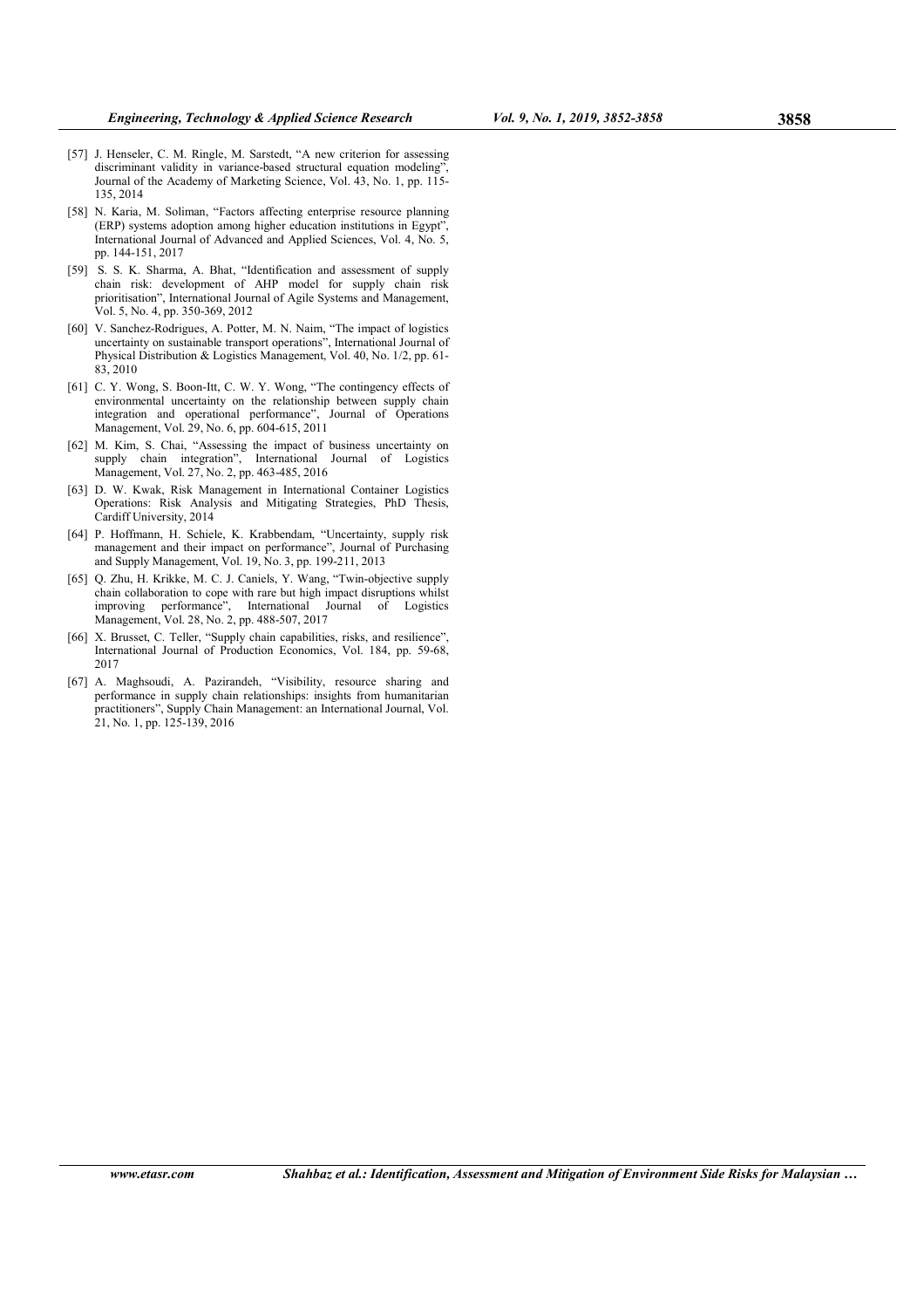[57] J. Henseler, C. M. Ringle, M. Sarstedt, "A new criterion for assessing discriminant validity in variance-based structural equation modeling", Journal of the Academy of Marketing Science, Vol. 43, No. 1, pp. 115-135, 2014

[58] N. Karia, M. Soliman, "Factors affecting enterprise resource planning (ERP) systems adoption among higher education institutions in Egypt", International Journal of Advanced and Applied Sciences, Vol. 4, No. 5, pp. 144-151, 2017

[59] S. S. K. Sharma, A. Bhat, "Identification and assessment of supply chain risk: development of AHP model for supply chain risk prioritisation", International Journal of Agile Systems and Management, Vol. 5, No. 4, pp. 350-369, 2012

[60] V. Sanchez-Rodrigues, A. Potter, M. N. Naim, "The impact of logistics uncertainty on sustainable transport operations", International Journal of Physical Distribution & Logistics Management, Vol. 40, No. 1/2, pp. 61-83, 2010

[61] C. Y. Wong, S. Boon-Itt, C. W. Y. Wong, "The contingency effects of environmental uncertainty on the relationship between supply chain integration and operational performance", Journal of Operations Management, Vol. 29, No. 6, pp. 604-615, 2011

[62] M. Kim, S. Chai, "Assessing the impact of business uncertainty on supply chain integration", International Journal of Logistics Management, Vol. 27, No. 2, pp. 463-485, 2016

[63] D. W. Kwak, Risk Management in International Container Logistics Operations: Risk Analysis and Mitigating Strategies, PhD Thesis, Cardiff University, 2014

[64] P. Hoffmann, H. Schiele, K. Krabbendam, "Uncertainty, supply risk management and their impact on performance", Journal of Purchasing and Supply Management, Vol. 19, No. 3, pp. 199-211, 2013

[65] Q. Zhu, H. Krikke, M. C. J. Caniels, Y. Wang, "Twin-objective supply chain collaboration to cope with rare but high impact disruptions whilst improving performance", International Journal of Logistics Management, Vol. 28, No. 2, pp. 488-507, 2017

[66] X. Brusset, C. Teller, "Supply chain capabilities, risks, and resilience", International Journal of Production Economics, Vol. 184, pp. 59-68, 2017

[67] A. Maghsoudi, A. Pazirandeh, "Visibility, resource sharing and performance in supply chain relationships: insights from humanitarian practitioners", Supply Chain Management: an International Journal, Vol. 21, No. 1, pp. 125-139, 2016